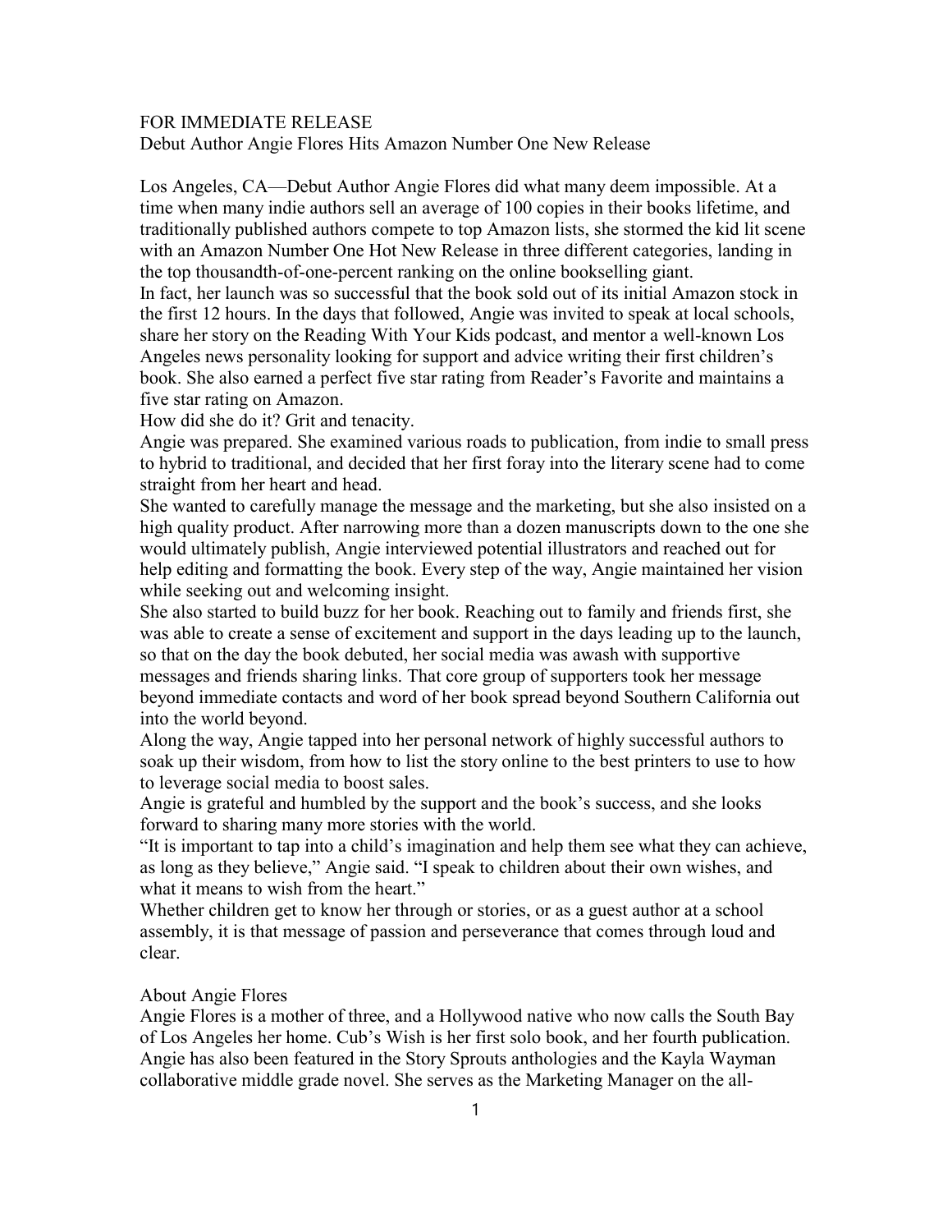FOR IMMEDIATE RELEASE

Debut Author Angie Flores Hits Amazon Number One New Release

Los Angeles, CA—Debut Author Angie Flores did what many deem impossible. At a time when many indie authors sell an average of 100 copies in their books lifetime, and traditionally published authors compete to top Amazon lists, she stormed the kid lit scene with an Amazon Number One Hot New Release in three different categories, landing in the top thousandth-of-one-percent ranking on the online bookselling giant.

In fact, her launch was so successful that the book sold out of its initial Amazon stock in the first 12 hours. In the days that followed, Angie was invited to speak at local schools, share her story on the Reading With Your Kids podcast, and mentor a well-known Los Angeles news personality looking for support and advice writing their first children's book. She also earned a perfect five star rating from Reader's Favorite and maintains a five star rating on Amazon.

How did she do it? Grit and tenacity.

Angie was prepared. She examined various roads to publication, from indie to small press to hybrid to traditional, and decided that her first foray into the literary scene had to come straight from her heart and head.

She wanted to carefully manage the message and the marketing, but she also insisted on a high quality product. After narrowing more than a dozen manuscripts down to the one she would ultimately publish, Angie interviewed potential illustrators and reached out for help editing and formatting the book. Every step of the way, Angie maintained her vision while seeking out and welcoming insight.

She also started to build buzz for her book. Reaching out to family and friends first, she was able to create a sense of excitement and support in the days leading up to the launch, so that on the day the book debuted, her social media was awash with supportive messages and friends sharing links. That core group of supporters took her message beyond immediate contacts and word of her book spread beyond Southern California out into the world beyond.

Along the way, Angie tapped into her personal network of highly successful authors to soak up their wisdom, from how to list the story online to the best printers to use to how to leverage social media to boost sales.

Angie is grateful and humbled by the support and the book's success, and she looks forward to sharing many more stories with the world.

"It is important to tap into a child's imagination and help them see what they can achieve, as long as they believe," Angie said. "I speak to children about their own wishes, and what it means to wish from the heart."

Whether children get to know her through or stories, or as a guest author at a school assembly, it is that message of passion and perseverance that comes through loud and clear.

About Angie Flores

Angie Flores is a mother of three, and a Hollywood native who now calls the South Bay of Los Angeles her home. Cub's Wish is her first solo book, and her fourth publication. Angie has also been featured in the Story Sprouts anthologies and the Kayla Wayman collaborative middle grade novel. She serves as the Marketing Manager on the all-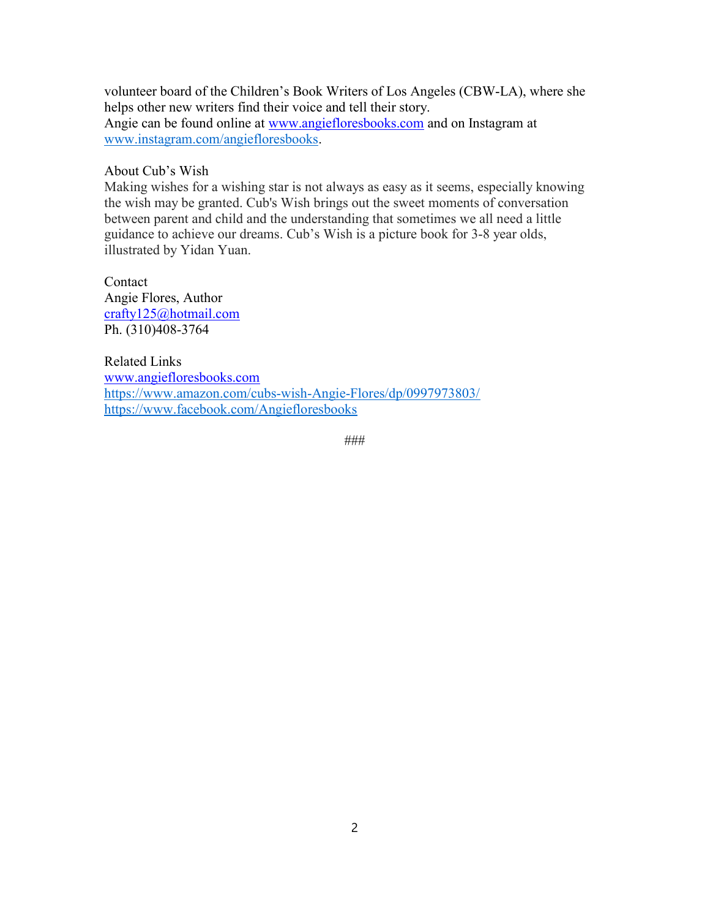volunteer board of the Children's Book Writers of Los Angeles (CBW-LA), where she helps other new writers find their voice and tell their story.
Angie can be found online at www.angiefloresbooks.com and on Instagram at www.instagram.com/angiefloresbooks.

About Cub's Wish
Making wishes for a wishing star is not always as easy as it seems, especially knowing the wish may be granted. Cub's Wish brings out the sweet moments of conversation between parent and child and the understanding that sometimes we all need a little guidance to achieve our dreams. Cub's Wish is a picture book for 3-8 year olds, illustrated by Yidan Yuan.

Contact
Angie Flores, Author
crafty125@hotmail.com
Ph. (310)408-3764

Related Links
www.angiefloresbooks.com
https://www.amazon.com/cubs-wish-Angie-Flores/dp/0997973803/
https://www.facebook.com/Angiefloresbooks

###